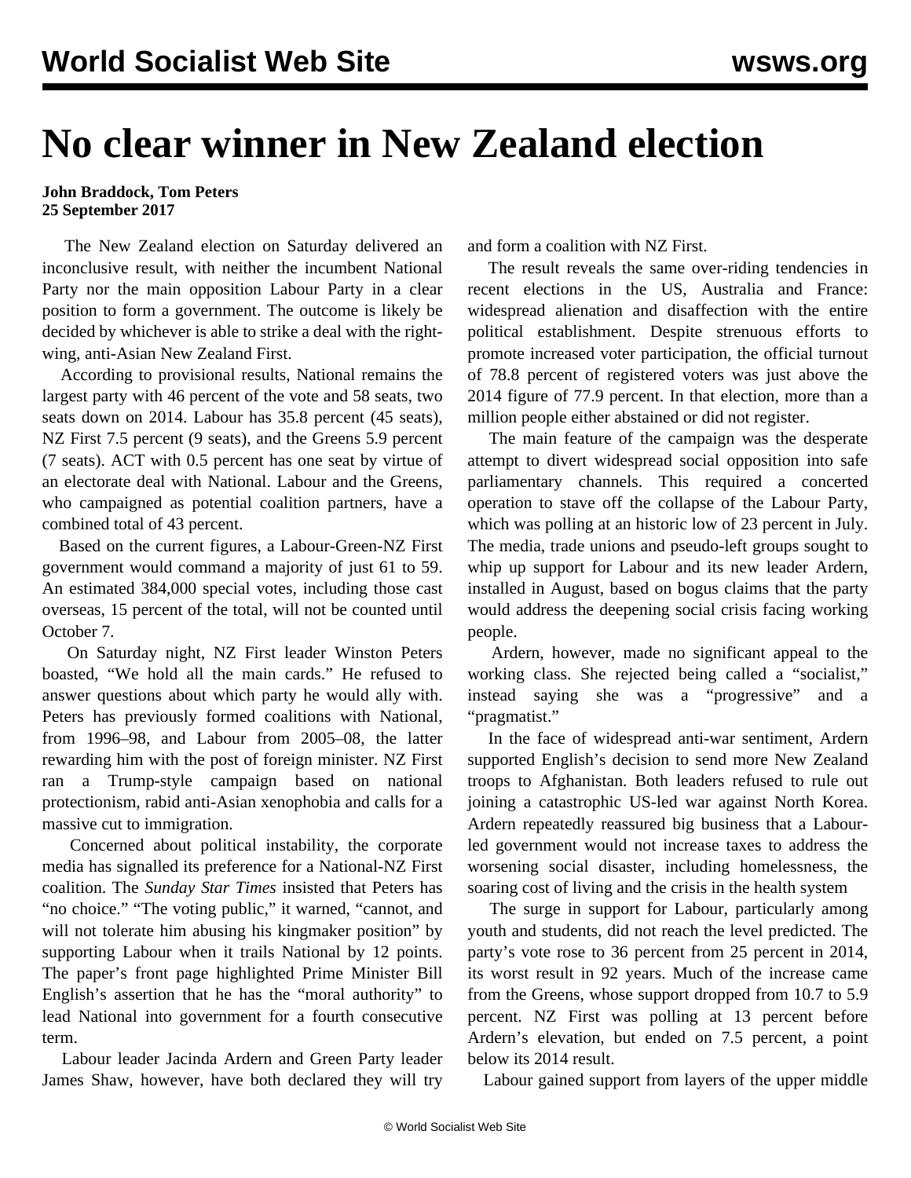# No clear winner in New Zealand election

**John Braddock, Tom Peters**
**25 September 2017**

The New Zealand election on Saturday delivered an inconclusive result, with neither the incumbent National Party nor the main opposition Labour Party in a clear position to form a government. The outcome is likely be decided by whichever is able to strike a deal with the right-wing, anti-Asian New Zealand First.

According to provisional results, National remains the largest party with 46 percent of the vote and 58 seats, two seats down on 2014. Labour has 35.8 percent (45 seats), NZ First 7.5 percent (9 seats), and the Greens 5.9 percent (7 seats). ACT with 0.5 percent has one seat by virtue of an electorate deal with National. Labour and the Greens, who campaigned as potential coalition partners, have a combined total of 43 percent.

Based on the current figures, a Labour-Green-NZ First government would command a majority of just 61 to 59. An estimated 384,000 special votes, including those cast overseas, 15 percent of the total, will not be counted until October 7.

On Saturday night, NZ First leader Winston Peters boasted, "We hold all the main cards." He refused to answer questions about which party he would ally with. Peters has previously formed coalitions with National, from 1996–98, and Labour from 2005–08, the latter rewarding him with the post of foreign minister. NZ First ran a Trump-style campaign based on national protectionism, rabid anti-Asian xenophobia and calls for a massive cut to immigration.

Concerned about political instability, the corporate media has signalled its preference for a National-NZ First coalition. The *Sunday Star Times* insisted that Peters has "no choice." "The voting public," it warned, "cannot, and will not tolerate him abusing his kingmaker position" by supporting Labour when it trails National by 12 points. The paper's front page highlighted Prime Minister Bill English's assertion that he has the "moral authority" to lead National into government for a fourth consecutive term.

Labour leader Jacinda Ardern and Green Party leader James Shaw, however, have both declared they will try and form a coalition with NZ First.

The result reveals the same over-riding tendencies in recent elections in the US, Australia and France: widespread alienation and disaffection with the entire political establishment. Despite strenuous efforts to promote increased voter participation, the official turnout of 78.8 percent of registered voters was just above the 2014 figure of 77.9 percent. In that election, more than a million people either abstained or did not register.

The main feature of the campaign was the desperate attempt to divert widespread social opposition into safe parliamentary channels. This required a concerted operation to stave off the collapse of the Labour Party, which was polling at an historic low of 23 percent in July. The media, trade unions and pseudo-left groups sought to whip up support for Labour and its new leader Ardern, installed in August, based on bogus claims that the party would address the deepening social crisis facing working people.

Ardern, however, made no significant appeal to the working class. She rejected being called a "socialist," instead saying she was a "progressive" and a "pragmatist."

In the face of widespread anti-war sentiment, Ardern supported English's decision to send more New Zealand troops to Afghanistan. Both leaders refused to rule out joining a catastrophic US-led war against North Korea. Ardern repeatedly reassured big business that a Labour-led government would not increase taxes to address the worsening social disaster, including homelessness, the soaring cost of living and the crisis in the health system

The surge in support for Labour, particularly among youth and students, did not reach the level predicted. The party's vote rose to 36 percent from 25 percent in 2014, its worst result in 92 years. Much of the increase came from the Greens, whose support dropped from 10.7 to 5.9 percent. NZ First was polling at 13 percent before Ardern's elevation, but ended on 7.5 percent, a point below its 2014 result.

Labour gained support from layers of the upper middle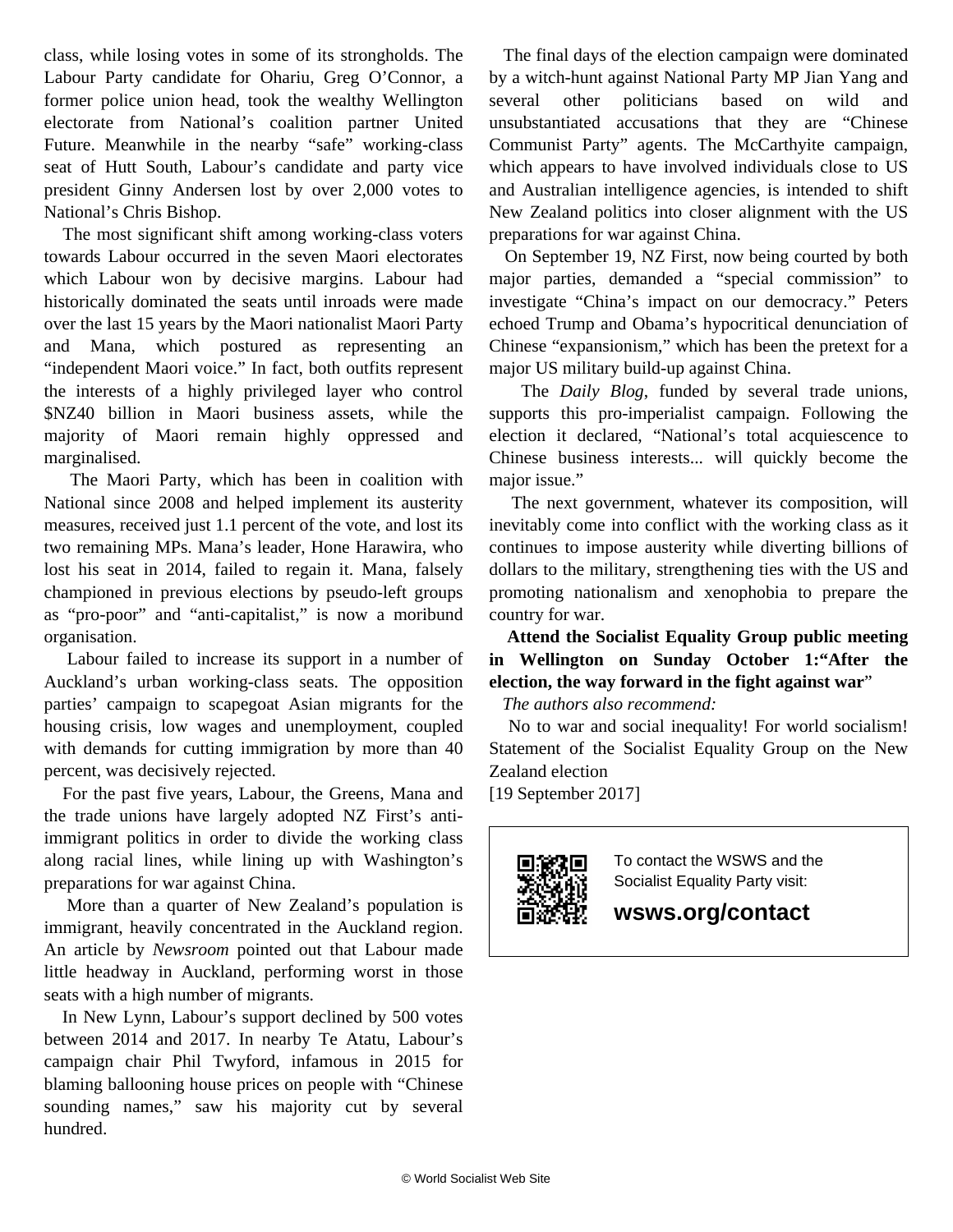class, while losing votes in some of its strongholds. The Labour Party candidate for Ohariu, Greg O'Connor, a former police union head, took the wealthy Wellington electorate from National's coalition partner United Future. Meanwhile in the nearby "safe" working-class seat of Hutt South, Labour's candidate and party vice president Ginny Andersen lost by over 2,000 votes to National's Chris Bishop.

The most significant shift among working-class voters towards Labour occurred in the seven Maori electorates which Labour won by decisive margins. Labour had historically dominated the seats until inroads were made over the last 15 years by the Maori nationalist Maori Party and Mana, which postured as representing an "independent Maori voice." In fact, both outfits represent the interests of a highly privileged layer who control $NZ40 billion in Maori business assets, while the majority of Maori remain highly oppressed and marginalised.

The Maori Party, which has been in coalition with National since 2008 and helped implement its austerity measures, received just 1.1 percent of the vote, and lost its two remaining MPs. Mana's leader, Hone Harawira, who lost his seat in 2014, failed to regain it. Mana, falsely championed in previous elections by pseudo-left groups as "pro-poor" and "anti-capitalist," is now a moribund organisation.

Labour failed to increase its support in a number of Auckland's urban working-class seats. The opposition parties' campaign to scapegoat Asian migrants for the housing crisis, low wages and unemployment, coupled with demands for cutting immigration by more than 40 percent, was decisively rejected.

For the past five years, Labour, the Greens, Mana and the trade unions have largely adopted NZ First's anti-immigrant politics in order to divide the working class along racial lines, while lining up with Washington's preparations for war against China.

More than a quarter of New Zealand's population is immigrant, heavily concentrated in the Auckland region. An article by *Newsroom* pointed out that Labour made little headway in Auckland, performing worst in those seats with a high number of migrants.

In New Lynn, Labour's support declined by 500 votes between 2014 and 2017. In nearby Te Atatu, Labour's campaign chair Phil Twyford, infamous in 2015 for blaming ballooning house prices on people with "Chinese sounding names," saw his majority cut by several hundred.

The final days of the election campaign were dominated by a witch-hunt against National Party MP Jian Yang and several other politicians based on wild and unsubstantiated accusations that they are "Chinese Communist Party" agents. The McCarthyite campaign, which appears to have involved individuals close to US and Australian intelligence agencies, is intended to shift New Zealand politics into closer alignment with the US preparations for war against China.

On September 19, NZ First, now being courted by both major parties, demanded a "special commission" to investigate "China's impact on our democracy." Peters echoed Trump and Obama's hypocritical denunciation of Chinese "expansionism," which has been the pretext for a major US military build-up against China.

The *Daily Blog*, funded by several trade unions, supports this pro-imperialist campaign. Following the election it declared, "National's total acquiescence to Chinese business interests... will quickly become the major issue."

The next government, whatever its composition, will inevitably come into conflict with the working class as it continues to impose austerity while diverting billions of dollars to the military, strengthening ties with the US and promoting nationalism and xenophobia to prepare the country for war.

**Attend the Socialist Equality Group public meeting in Wellington on Sunday October 1:"After the election, the way forward in the fight against war**"

*The authors also recommend:*

No to war and social inequality! For world socialism! Statement of the Socialist Equality Group on the New Zealand election

[19 September 2017]

To contact the WSWS and the Socialist Equality Party visit:

**wsws.org/contact**